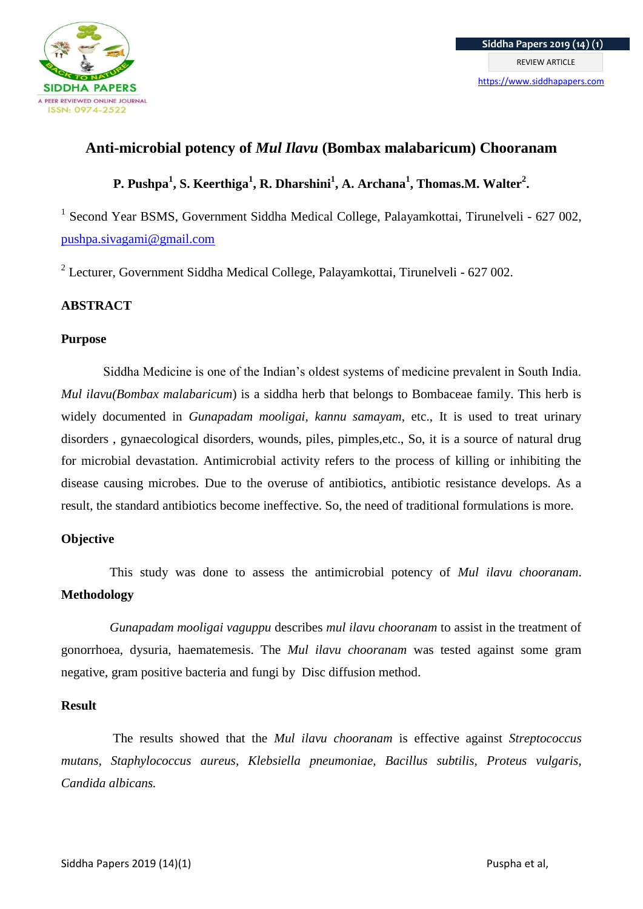# Anti-microbial potency of *Mul Ilavu* (Bombax malabaricum) Chooranam

**P. Pushpa[1], S. Keerthiga[1], R. Dharshini[1], A. Archana[1], Thomas.M. Walter[2].**

[1] Second Year BSMS, Government Siddha Medical College, Palayamkottai, Tirunelveli - 627 002, pushpa.sivagami@gmail.com

[2] Lecturer, Government Siddha Medical College, Palayamkottai, Tirunelveli - 627 002.

## ABSTRACT

### Purpose

Siddha Medicine is one of the Indian's oldest systems of medicine prevalent in South India. *Mul ilavu(Bombax malabaricum*) is a siddha herb that belongs to Bombaceae family. This herb is widely documented in *Gunapadam mooligai*, *kannu samayam*, etc., It is used to treat urinary disorders , gynaecological disorders, wounds, piles, pimples,etc., So, it is a source of natural drug for microbial devastation. Antimicrobial activity refers to the process of killing or inhibiting the disease causing microbes. Due to the overuse of antibiotics, antibiotic resistance develops. As a result, the standard antibiotics become ineffective. So, the need of traditional formulations is more.

### Objective

This study was done to assess the antimicrobial potency of *Mul ilavu chooranam*.

### Methodology

*Gunapadam mooligai vaguppu* describes *mul ilavu chooranam* to assist in the treatment of gonorrhoea, dysuria, haematemesis. The *Mul ilavu chooranam* was tested against some gram negative, gram positive bacteria and fungi by Disc diffusion method.

### Result

The results showed that the *Mul ilavu chooranam* is effective against *Streptococcus mutans*, *Staphylococcus aureus*, *Klebsiella pneumoniae*, *Bacillus subtilis*, *Proteus vulgaris*, *Candida albicans.*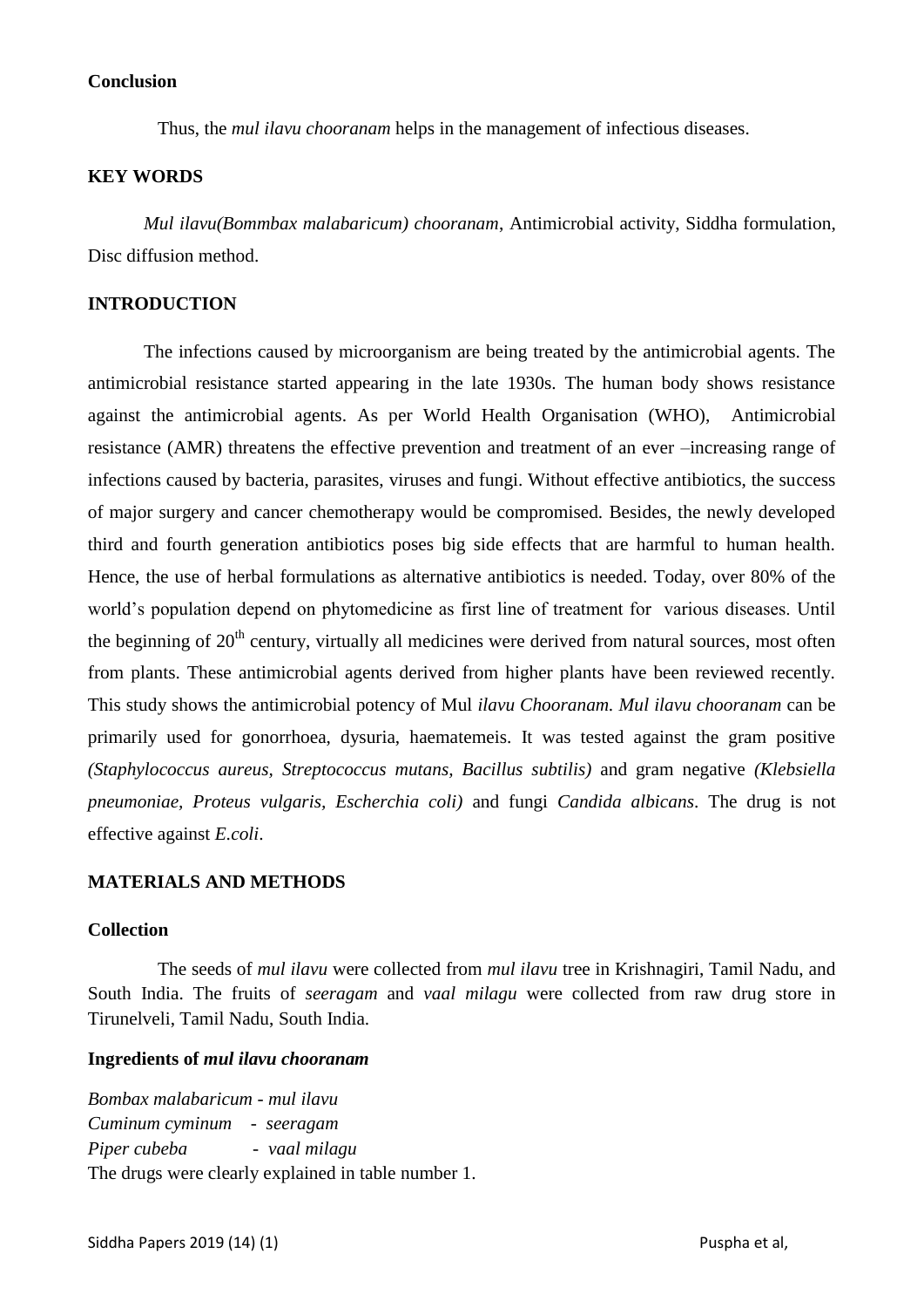**Conclusion**

Thus, the *mul ilavu chooranam* helps in the management of infectious diseases.

**KEY WORDS**

*Mul ilavu(Bommbax malabaricum) chooranam*, Antimicrobial activity, Siddha formulation, Disc diffusion method.

**INTRODUCTION**

The infections caused by microorganism are being treated by the antimicrobial agents. The antimicrobial resistance started appearing in the late 1930s. The human body shows resistance against the antimicrobial agents. As per World Health Organisation (WHO), Antimicrobial resistance (AMR) threatens the effective prevention and treatment of an ever –increasing range of infections caused by bacteria, parasites, viruses and fungi. Without effective antibiotics, the success of major surgery and cancer chemotherapy would be compromised. Besides, the newly developed third and fourth generation antibiotics poses big side effects that are harmful to human health. Hence, the use of herbal formulations as alternative antibiotics is needed. Today, over 80% of the world's population depend on phytomedicine as first line of treatment for various diseases. Until the beginning of 20th century, virtually all medicines were derived from natural sources, most often from plants. These antimicrobial agents derived from higher plants have been reviewed recently. This study shows the antimicrobial potency of Mul *ilavu Chooranam*. *Mul ilavu chooranam* can be primarily used for gonorrhoea, dysuria, haematemeis. It was tested against the gram positive *(Staphylococcus aureus, Streptococcus mutans, Bacillus subtilis)* and gram negative *(Klebsiella pneumoniae, Proteus vulgaris, Escherchia coli)* and fungi *Candida albicans*. The drug is not effective against *E.coli*.

**MATERIALS AND METHODS**

**Collection**

The seeds of *mul ilavu* were collected from *mul ilavu* tree in Krishnagiri, Tamil Nadu, and South India. The fruits of *seeragam* and *vaal milagu* were collected from raw drug store in Tirunelveli, Tamil Nadu, South India.

**Ingredients of *mul ilavu chooranam***

*Bombax malabaricum - mul ilavu*
*Cuminum cyminum - seeragam*
*Piper cubeba - vaal milagu*
The drugs were clearly explained in table number 1.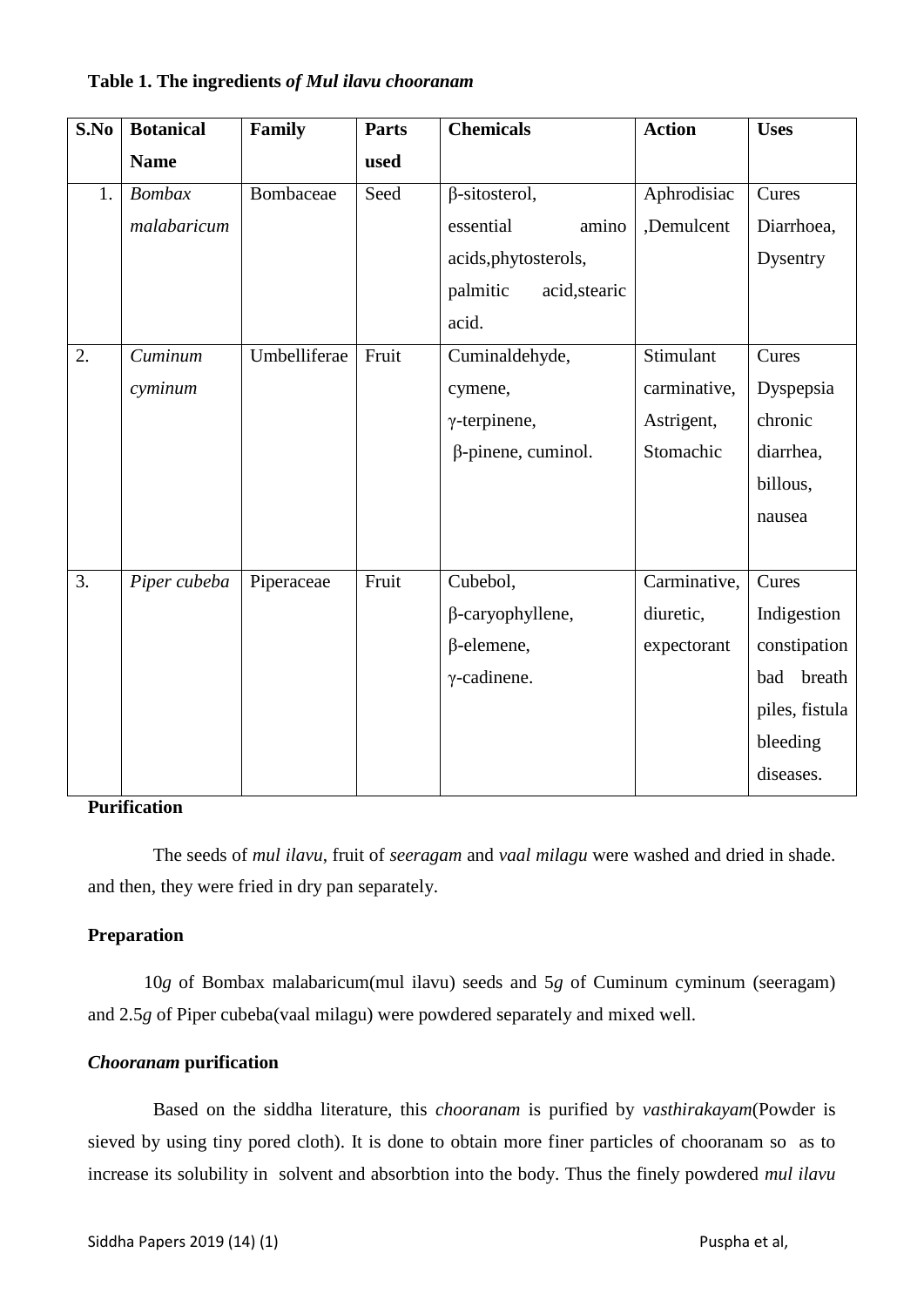**Table 1. The ingredients *of Mul ilavu chooranam***

| S.No | Botanical Name | Family | Parts used | Chemicals | Action | Uses |
|---|---|---|---|---|---|---|
| 1. | *Bombax malabaricum* | Bombaceae | Seed | β-sitosterol, essential amino acids,phytosterols, palmitic acid,stearic acid. | Aphrodisiac ,Demulcent | Cures Diarrhoea, Dysentry |
| 2. | *Cuminum cyminum* | Umbelliferae | Fruit | Cuminaldehyde, cymene, γ-terpinene, β-pinene, cuminol. | Stimulant carminative, Astrigent, Stomachic | Cures Dyspepsia chronic diarrhea, billous, nausea |
| 3. | *Piper cubeba* | Piperaceae | Fruit | Cubebol, β-caryophyllene, β-elemene, γ-cadinene. | Carminative, diuretic, expectorant | Cures Indigestion constipation bad breath piles, fistula bleeding diseases. |

**Purification**

The seeds of *mul ilavu*, fruit of *seeragam* and *vaal milagu* were washed and dried in shade. and then, they were fried in dry pan separately.

**Preparation**

10*g* of Bombax malabaricum(mul ilavu) seeds and 5*g* of Cuminum cyminum (seeragam) and 2.5*g* of Piper cubeba(vaal milagu) were powdered separately and mixed well.

***Chooranam* purification**

Based on the siddha literature, this *chooranam* is purified by *vasthirakayam*(Powder is sieved by using tiny pored cloth). It is done to obtain more finer particles of chooranam so as to increase its solubility in solvent and absorbtion into the body. Thus the finely powdered *mul ilavu*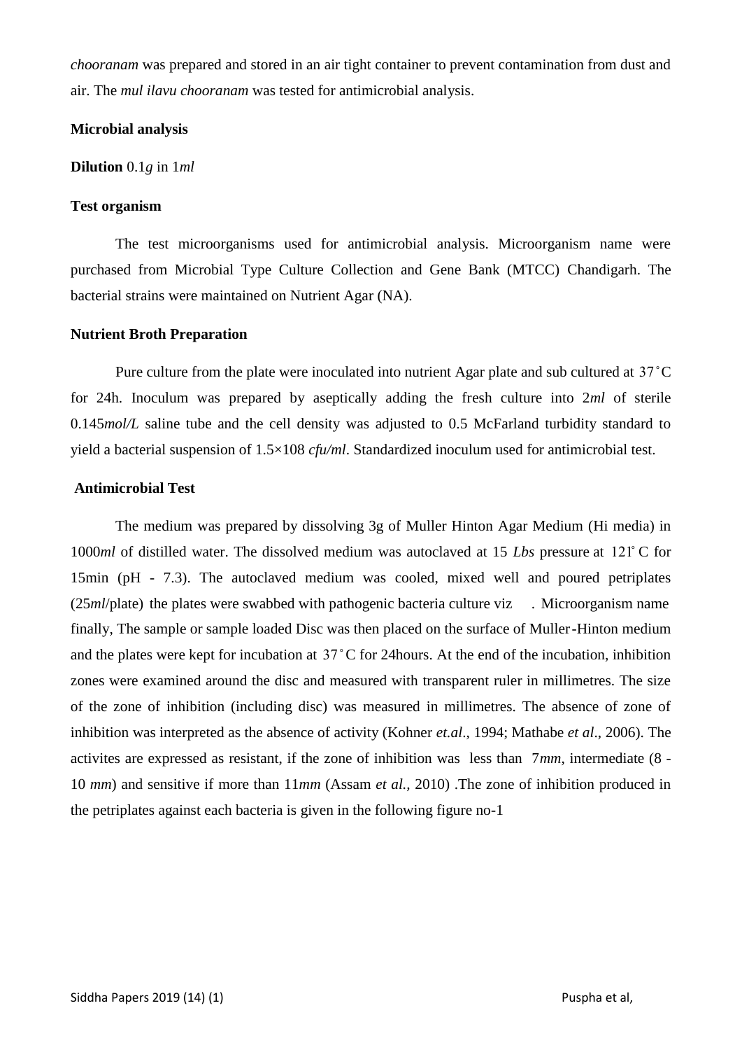*chooranam* was prepared and stored in an air tight container to prevent contamination from dust and air. The *mul ilavu chooranam* was tested for antimicrobial analysis.

**Microbial analysis**

**Dilution** 0.1*g* in 1*ml*

**Test organism**

The test microorganisms used for antimicrobial analysis. Microorganism name were purchased from Microbial Type Culture Collection and Gene Bank (MTCC) Chandigarh. The bacterial strains were maintained on Nutrient Agar (NA).

**Nutrient Broth Preparation**

Pure culture from the plate were inoculated into nutrient Agar plate and sub cultured at 37˚C for 24h. Inoculum was prepared by aseptically adding the fresh culture into 2*ml* of sterile 0.145*mol/L* saline tube and the cell density was adjusted to 0.5 McFarland turbidity standard to yield a bacterial suspension of 1.5×108 *cfu/ml*. Standardized inoculum used for antimicrobial test.

**Antimicrobial Test**

The medium was prepared by dissolving 3g of Muller Hinton Agar Medium (Hi media) in 1000*ml* of distilled water. The dissolved medium was autoclaved at 15 *Lbs* pressure at 121˚C for 15min (pH - 7.3). The autoclaved medium was cooled, mixed well and poured petriplates (25*ml*/plate) the plates were swabbed with pathogenic bacteria culture viz . Microorganism name finally, The sample or sample loaded Disc was then placed on the surface of Muller-Hinton medium and the plates were kept for incubation at 37˚C for 24hours. At the end of the incubation, inhibition zones were examined around the disc and measured with transparent ruler in millimetres. The size of the zone of inhibition (including disc) was measured in millimetres. The absence of zone of inhibition was interpreted as the absence of activity (Kohner *et.al*., 1994; Mathabe *et al*., 2006). The activites are expressed as resistant, if the zone of inhibition was less than 7*mm*, intermediate (8 - 10 *mm*) and sensitive if more than 11*mm* (Assam *et al.,* 2010) .The zone of inhibition produced in the petriplates against each bacteria is given in the following figure no-1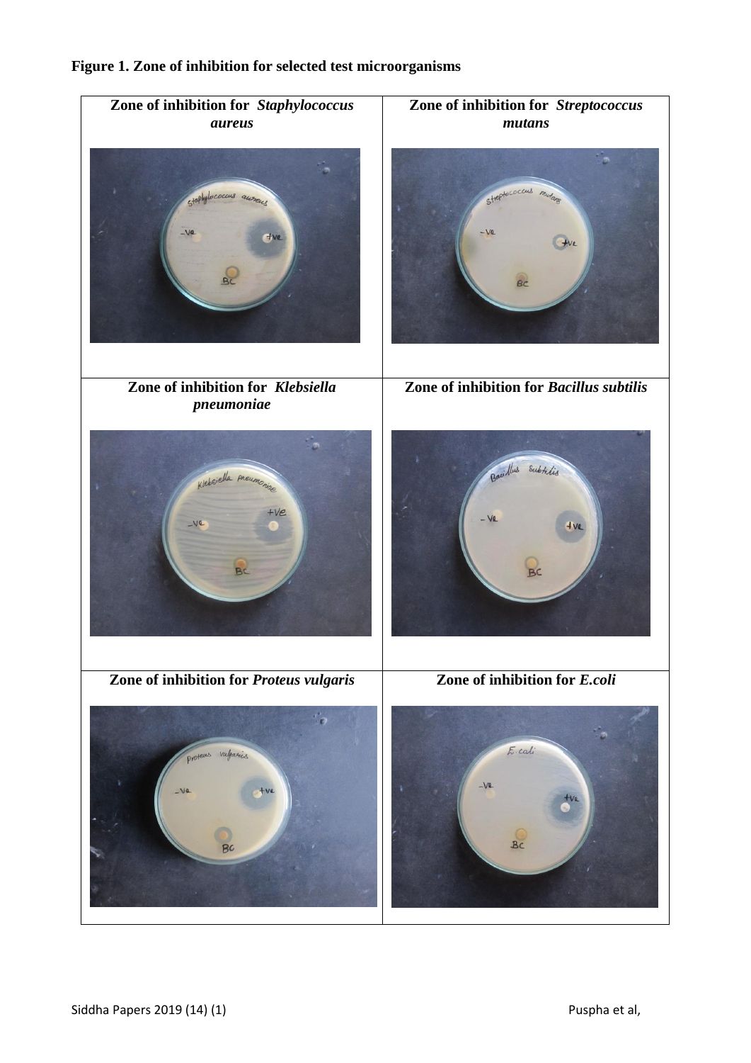**Figure 1. Zone of inhibition for selected test microorganisms**

| Zone of inhibition for *Staphylococcus aureus* | Zone of inhibition for *Streptococcus mutans* |
| --- | --- |
| Zone of inhibition for *Klebsiella pneumoniae* | Zone of inhibition for *Bacillus subtilis* |
| Zone of inhibition for *Proteus vulgaris* | Zone of inhibition for *E.coli* |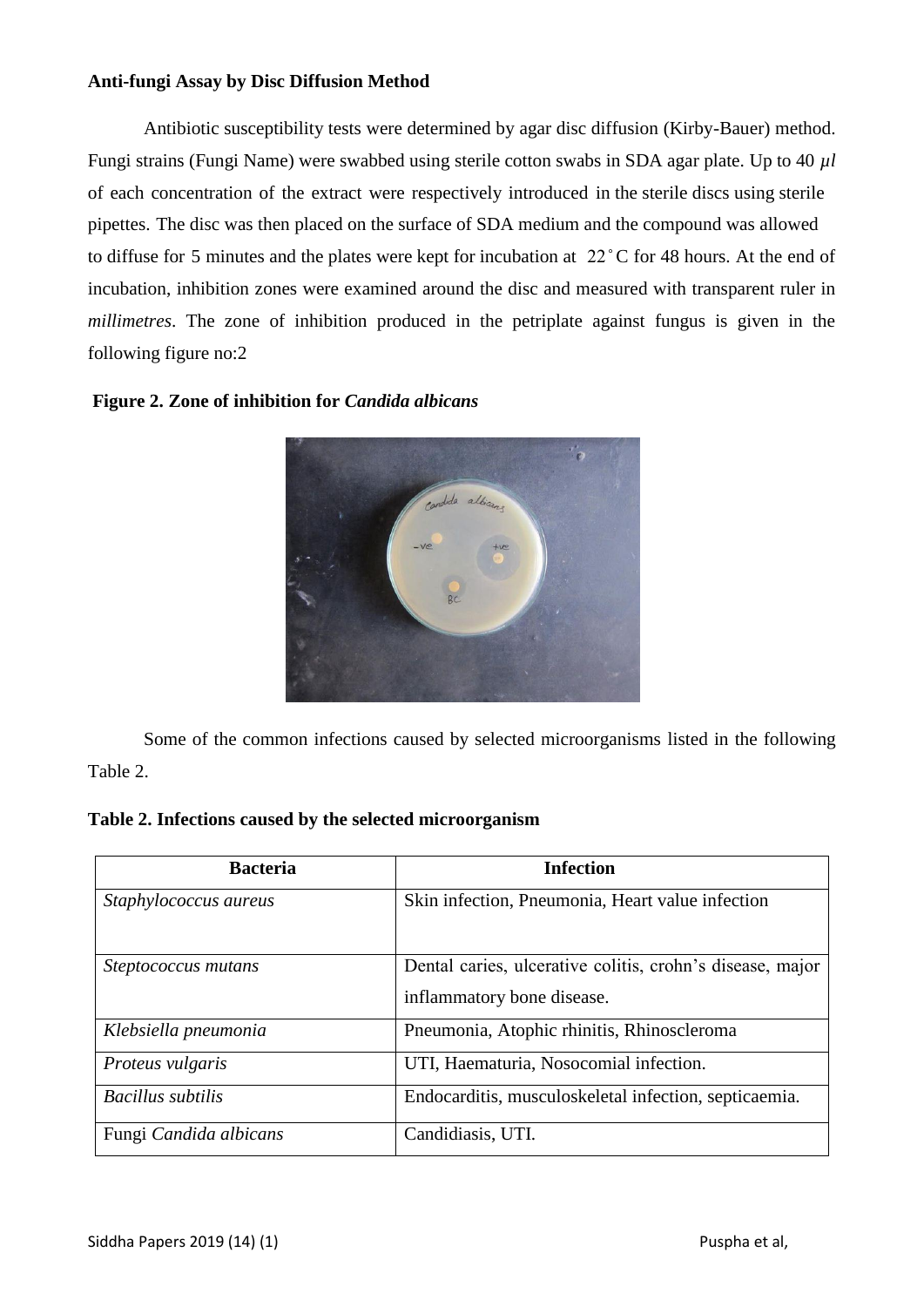**Anti-fungi Assay by Disc Diffusion Method**

Antibiotic susceptibility tests were determined by agar disc diffusion (Kirby-Bauer) method. Fungi strains (Fungi Name) were swabbed using sterile cotton swabs in SDA agar plate. Up to 40 $\mu l$ of each concentration of the extract were respectively introduced in the sterile discs using sterile pipettes. The disc was then placed on the surface of SDA medium and the compound was allowed to diffuse for 5 minutes and the plates were kept for incubation at 22˚C for 48 hours. At the end of incubation, inhibition zones were examined around the disc and measured with transparent ruler in *millimetres*. The zone of inhibition produced in the petriplate against fungus is given in the following figure no:2

**Figure 2. Zone of inhibition for *Candida albicans***

Some of the common infections caused by selected microorganisms listed in the following Table 2.

**Table 2. Infections caused by the selected microorganism**

| Bacteria | Infection |
|---|---|
| *Staphylococcus aureus* | Skin infection, Pneumonia, Heart value infection |
| *Steptococcus mutans* | Dental caries, ulcerative colitis, crohn's disease, major inflammatory bone disease. |
| *Klebsiella pneumonia* | Pneumonia, Atophic rhinitis, Rhinoscleroma |
| *Proteus vulgaris* | UTI, Haematuria, Nosocomial infection. |
| *Bacillus subtilis* | Endocarditis, musculoskeletal infection, septicaemia. |
| Fungi *Candida albicans* | Candidiasis, UTI. |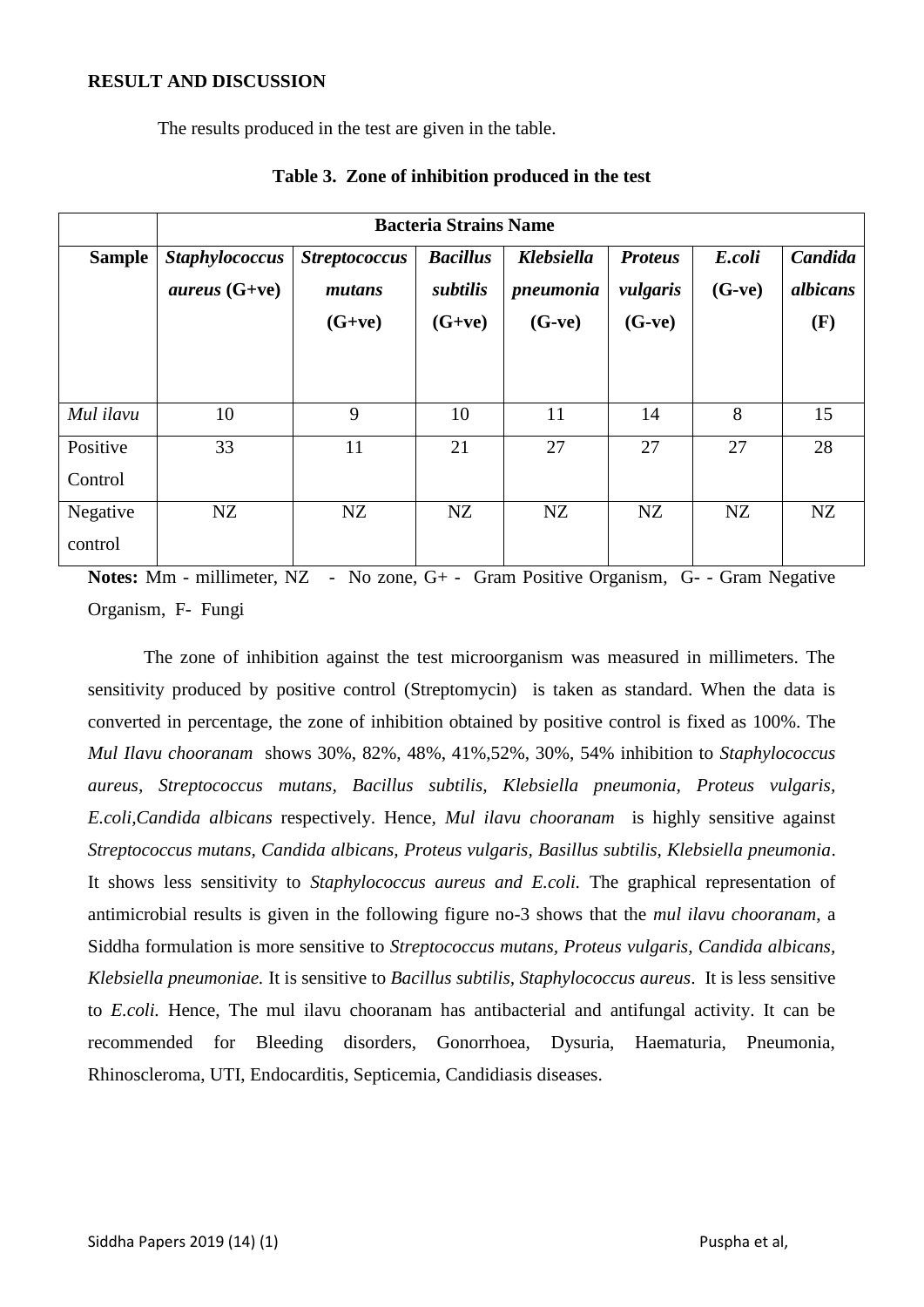**RESULT AND DISCUSSION**

The results produced in the test are given in the table.

**Table 3. Zone of inhibition produced in the test**

| | **Bacteria Strains Name** | | | | | | |
|---|---|---|---|---|---|---|---|
| **Sample** | ***Staphylococcus aureus* (G+ve)** | ***Streptococcus mutans* (G+ve)** | ***Bacillus subtilis* (G+ve)** | ***Klebsiella pneumonia* (G-ve)** | ***Proteus vulgaris* (G-ve)** | ***E.coli* (G-ve)** | ***Candida albicans* (F)** |
| *Mul ilavu* | 10 | 9 | 10 | 11 | 14 | 8 | 15 |
| Positive Control | 33 | 11 | 21 | 27 | 27 | 27 | 28 |
| Negative control | NZ | NZ | NZ | NZ | NZ | NZ | NZ |

**Notes:** Mm - millimeter, NZ - No zone, G+ - Gram Positive Organism, G- - Gram Negative Organism, F- Fungi

The zone of inhibition against the test microorganism was measured in millimeters. The sensitivity produced by positive control (Streptomycin) is taken as standard. When the data is converted in percentage, the zone of inhibition obtained by positive control is fixed as 100%. The *Mul Ilavu chooranam* shows 30%, 82%, 48%, 41%,52%, 30%, 54% inhibition to *Staphylococcus aureus*, *Streptococcus mutans*, *Bacillus subtilis, Klebsiella pneumonia, Proteus vulgaris*, *E.coli,Candida albicans* respectively. Hence, *Mul ilavu chooranam* is highly sensitive against *Streptococcus mutans, Candida albicans, Proteus vulgaris, Basillus subtilis, Klebsiella pneumonia*. It shows less sensitivity to *Staphylococcus aureus and E.coli.* The graphical representation of antimicrobial results is given in the following figure no-3 shows that the *mul ilavu chooranam*, a Siddha formulation is more sensitive to *Streptococcus mutans*, *Proteus vulgaris, Candida albicans, Klebsiella pneumoniae.* It is sensitive to *Bacillus subtilis*, *Staphylococcus aureus*. It is less sensitive to *E.coli.* Hence, The mul ilavu chooranam has antibacterial and antifungal activity. It can be recommended for Bleeding disorders, Gonorrhoea, Dysuria, Haematuria, Pneumonia, Rhinoscleroma, UTI, Endocarditis, Septicemia, Candidiasis diseases.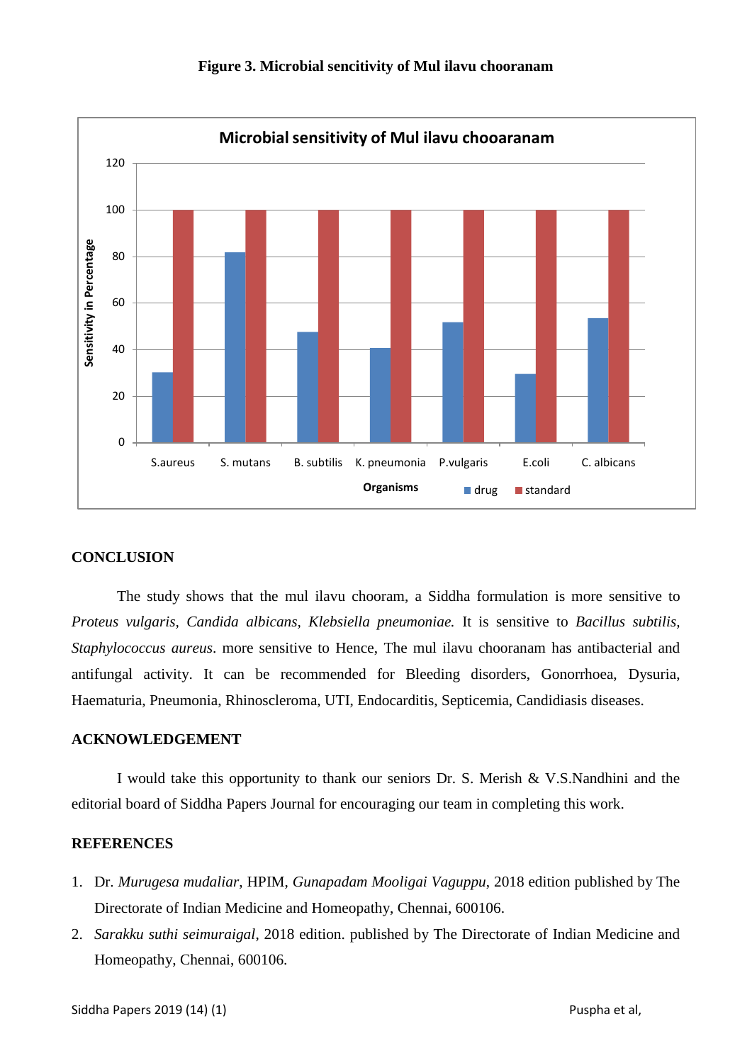**Figure 3. Microbial sencitivity of Mul ilavu chooranam**

**CONCLUSION**

The study shows that the mul ilavu chooram, a Siddha formulation is more sensitive to *Proteus vulgaris, Candida albicans, Klebsiella pneumoniae.* It is sensitive to *Bacillus subtilis, Staphylococcus aureus*. more sensitive to Hence, The mul ilavu chooranam has antibacterial and antifungal activity. It can be recommended for Bleeding disorders, Gonorrhoea, Dysuria, Haematuria, Pneumonia, Rhinoscleroma, UTI, Endocarditis, Septicemia, Candidiasis diseases.

**ACKNOWLEDGEMENT**

I would take this opportunity to thank our seniors Dr. S. Merish & V.S.Nandhini and the editorial board of Siddha Papers Journal for encouraging our team in completing this work.

**REFERENCES**

1. Dr. *Murugesa mudaliar*, HPIM, *Gunapadam Mooligai Vaguppu*, 2018 edition published by The Directorate of Indian Medicine and Homeopathy, Chennai, 600106.
2. *Sarakku suthi seimuraigal*, 2018 edition. published by The Directorate of Indian Medicine and Homeopathy, Chennai, 600106.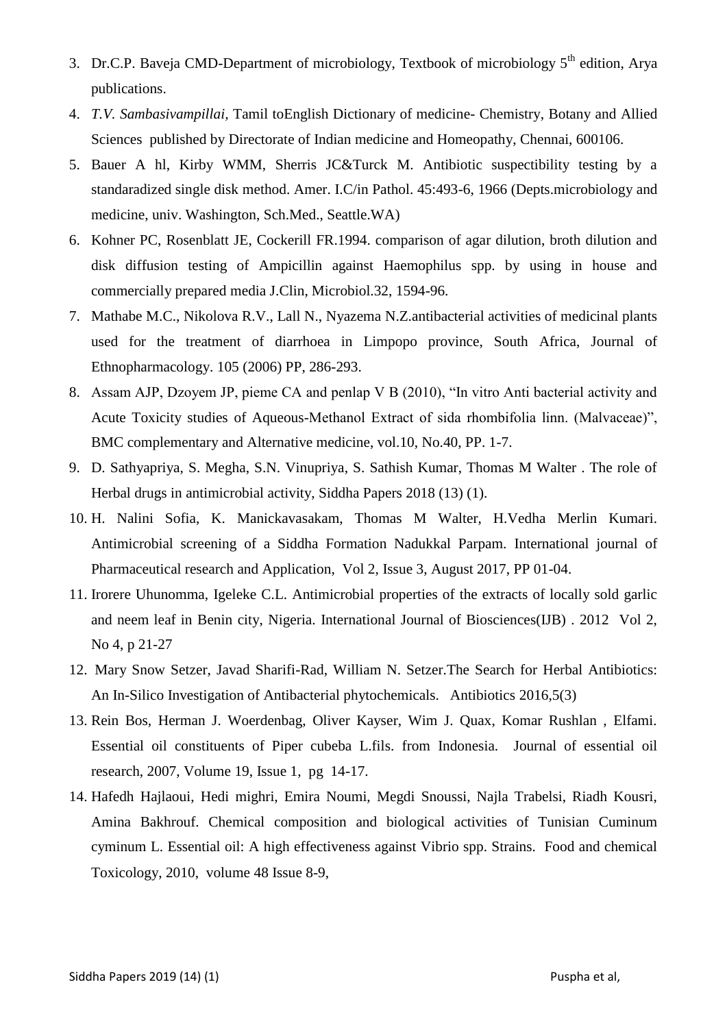3. Dr.C.P. Baveja CMD-Department of microbiology, Textbook of microbiology 5th edition, Arya publications.
4. *T.V. Sambasivampillai,* Tamil toEnglish Dictionary of medicine- Chemistry, Botany and Allied Sciences published by Directorate of Indian medicine and Homeopathy, Chennai, 600106.
5. Bauer A hl, Kirby WMM, Sherris JC&Turck M. Antibiotic suspectibility testing by a standaradized single disk method. Amer. I.C/in Pathol. 45:493-6, 1966 (Depts.microbiology and medicine, univ. Washington, Sch.Med., Seattle.WA)
6. Kohner PC, Rosenblatt JE, Cockerill FR.1994. comparison of agar dilution, broth dilution and disk diffusion testing of Ampicillin against Haemophilus spp. by using in house and commercially prepared media J.Clin, Microbiol.32, 1594-96.
7. Mathabe M.C., Nikolova R.V., Lall N., Nyazema N.Z.antibacterial activities of medicinal plants used for the treatment of diarrhoea in Limpopo province, South Africa, Journal of Ethnopharmacology. 105 (2006) PP, 286-293.
8. Assam AJP, Dzoyem JP, pieme CA and penlap V B (2010), "In vitro Anti bacterial activity and Acute Toxicity studies of Aqueous-Methanol Extract of sida rhombifolia linn. (Malvaceae)", BMC complementary and Alternative medicine, vol.10, No.40, PP. 1-7.
9. D. Sathyapriya, S. Megha, S.N. Vinupriya, S. Sathish Kumar, Thomas M Walter . The role of Herbal drugs in antimicrobial activity, Siddha Papers 2018 (13) (1).
10. H. Nalini Sofia, K. Manickavasakam, Thomas M Walter, H.Vedha Merlin Kumari. Antimicrobial screening of a Siddha Formation Nadukkal Parpam. International journal of Pharmaceutical research and Application, Vol 2, Issue 3, August 2017, PP 01-04.
11. Irorere Uhunomma, Igeleke C.L. Antimicrobial properties of the extracts of locally sold garlic and neem leaf in Benin city, Nigeria. International Journal of Biosciences(IJB) . 2012 Vol 2, No 4, p 21-27
12. Mary Snow Setzer, Javad Sharifi-Rad, William N. Setzer.The Search for Herbal Antibiotics: An In-Silico Investigation of Antibacterial phytochemicals. Antibiotics 2016,5(3)
13. Rein Bos, Herman J. Woerdenbag, Oliver Kayser, Wim J. Quax, Komar Rushlan , Elfami. Essential oil constituents of Piper cubeba L.fils. from Indonesia. Journal of essential oil research, 2007, Volume 19, Issue 1, pg 14-17.
14. Hafedh Hajlaoui, Hedi mighri, Emira Noumi, Megdi Snoussi, Najla Trabelsi, Riadh Kousri, Amina Bakhrouf. Chemical composition and biological activities of Tunisian Cuminum cyminum L. Essential oil: A high effectiveness against Vibrio spp. Strains. Food and chemical Toxicology, 2010, volume 48 Issue 8-9,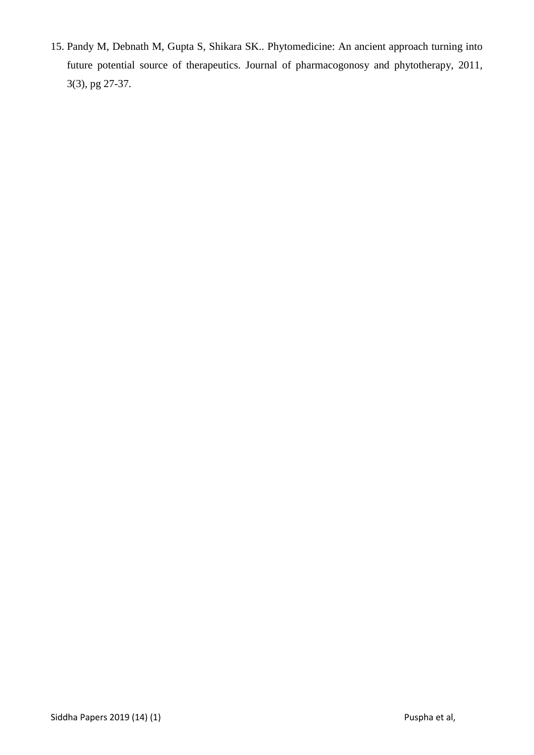15. Pandy M, Debnath M, Gupta S, Shikara SK.. Phytomedicine: An ancient approach turning into future potential source of therapeutics. Journal of pharmacogonosy and phytotherapy, 2011, 3(3), pg 27-37.